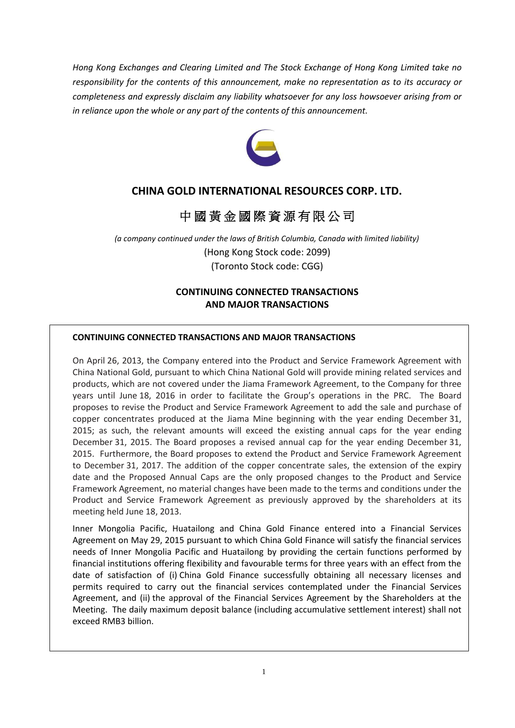*Hong Kong Exchanges and Clearing Limited and The Stock Exchange of Hong Kong Limited take no responsibility for the contents of this announcement, make no representation as to its accuracy or completeness and expressly disclaim any liability whatsoever for any loss howsoever arising from or in reliance upon the whole or any part of the contents of this announcement.*

# CHINA GOLD INTERNATIONAL RESOURCES CORP. LTD.

# 中國黃金國際資源有限公司

*(a company continued under the laws of British Columbia, Canada with limited liability)*

(Hong Kong Stock code: 2099)

(Toronto Stock code: CGG)

## CONTINUING CONNECTED TRANSACTIONS AND MAJOR TRANSACTIONS

**CONTINUING CONNECTED TRANSACTIONS AND MAJOR TRANSACTIONS**

On April 26, 2013, the Company entered into the Product and Service Framework Agreement with China National Gold, pursuant to which China National Gold will provide mining related services and products, which are not covered under the Jiama Framework Agreement, to the Company for three years until June 18, 2016 in order to facilitate the Group's operations in the PRC. The Board proposes to revise the Product and Service Framework Agreement to add the sale and purchase of copper concentrates produced at the Jiama Mine beginning with the year ending December 31, 2015; as such, the relevant amounts will exceed the existing annual caps for the year ending December 31, 2015. The Board proposes a revised annual cap for the year ending December 31, 2015. Furthermore, the Board proposes to extend the Product and Service Framework Agreement to December 31, 2017. The addition of the copper concentrate sales, the extension of the expiry date and the Proposed Annual Caps are the only proposed changes to the Product and Service Framework Agreement, no material changes have been made to the terms and conditions under the Product and Service Framework Agreement as previously approved by the shareholders at its meeting held June 18, 2013.

Inner Mongolia Pacific, Huatailong and China Gold Finance entered into a Financial Services Agreement on May 29, 2015 pursuant to which China Gold Finance will satisfy the financial services needs of Inner Mongolia Pacific and Huatailong by providing the certain functions performed by financial institutions offering flexibility and favourable terms for three years with an effect from the date of satisfaction of (i) China Gold Finance successfully obtaining all necessary licenses and permits required to carry out the financial services contemplated under the Financial Services Agreement, and (ii) the approval of the Financial Services Agreement by the Shareholders at the Meeting. The daily maximum deposit balance (including accumulative settlement interest) shall not exceed RMB3 billion.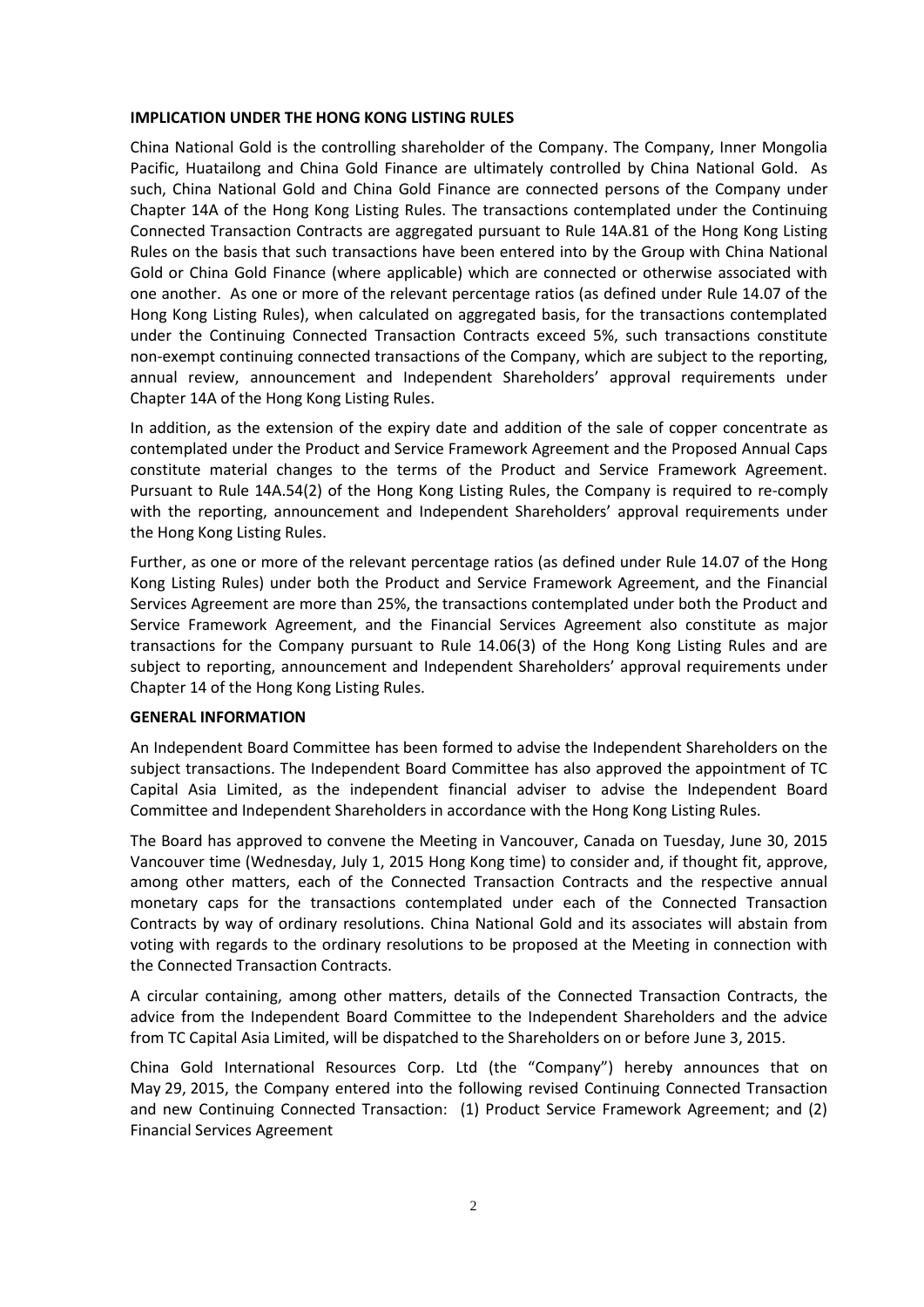**IMPLICATION UNDER THE HONG KONG LISTING RULES**

China National Gold is the controlling shareholder of the Company. The Company, Inner Mongolia Pacific, Huatailong and China Gold Finance are ultimately controlled by China National Gold. As such, China National Gold and China Gold Finance are connected persons of the Company under Chapter 14A of the Hong Kong Listing Rules. The transactions contemplated under the Continuing Connected Transaction Contracts are aggregated pursuant to Rule 14A.81 of the Hong Kong Listing Rules on the basis that such transactions have been entered into by the Group with China National Gold or China Gold Finance (where applicable) which are connected or otherwise associated with one another. As one or more of the relevant percentage ratios (as defined under Rule 14.07 of the Hong Kong Listing Rules), when calculated on aggregated basis, for the transactions contemplated under the Continuing Connected Transaction Contracts exceed 5%, such transactions constitute non-exempt continuing connected transactions of the Company, which are subject to the reporting, annual review, announcement and Independent Shareholders' approval requirements under Chapter 14A of the Hong Kong Listing Rules.

In addition, as the extension of the expiry date and addition of the sale of copper concentrate as contemplated under the Product and Service Framework Agreement and the Proposed Annual Caps constitute material changes to the terms of the Product and Service Framework Agreement. Pursuant to Rule 14A.54(2) of the Hong Kong Listing Rules, the Company is required to re-comply with the reporting, announcement and Independent Shareholders' approval requirements under the Hong Kong Listing Rules.

Further, as one or more of the relevant percentage ratios (as defined under Rule 14.07 of the Hong Kong Listing Rules) under both the Product and Service Framework Agreement, and the Financial Services Agreement are more than 25%, the transactions contemplated under both the Product and Service Framework Agreement, and the Financial Services Agreement also constitute as major transactions for the Company pursuant to Rule 14.06(3) of the Hong Kong Listing Rules and are subject to reporting, announcement and Independent Shareholders' approval requirements under Chapter 14 of the Hong Kong Listing Rules.

**GENERAL INFORMATION**

An Independent Board Committee has been formed to advise the Independent Shareholders on the subject transactions. The Independent Board Committee has also approved the appointment of TC Capital Asia Limited, as the independent financial adviser to advise the Independent Board Committee and Independent Shareholders in accordance with the Hong Kong Listing Rules.

The Board has approved to convene the Meeting in Vancouver, Canada on Tuesday, June 30, 2015 Vancouver time (Wednesday, July 1, 2015 Hong Kong time) to consider and, if thought fit, approve, among other matters, each of the Connected Transaction Contracts and the respective annual monetary caps for the transactions contemplated under each of the Connected Transaction Contracts by way of ordinary resolutions. China National Gold and its associates will abstain from voting with regards to the ordinary resolutions to be proposed at the Meeting in connection with the Connected Transaction Contracts.

A circular containing, among other matters, details of the Connected Transaction Contracts, the advice from the Independent Board Committee to the Independent Shareholders and the advice from TC Capital Asia Limited, will be dispatched to the Shareholders on or before June 3, 2015.

China Gold International Resources Corp. Ltd (the "Company") hereby announces that on May 29, 2015, the Company entered into the following revised Continuing Connected Transaction and new Continuing Connected Transaction: (1) Product Service Framework Agreement; and (2) Financial Services Agreement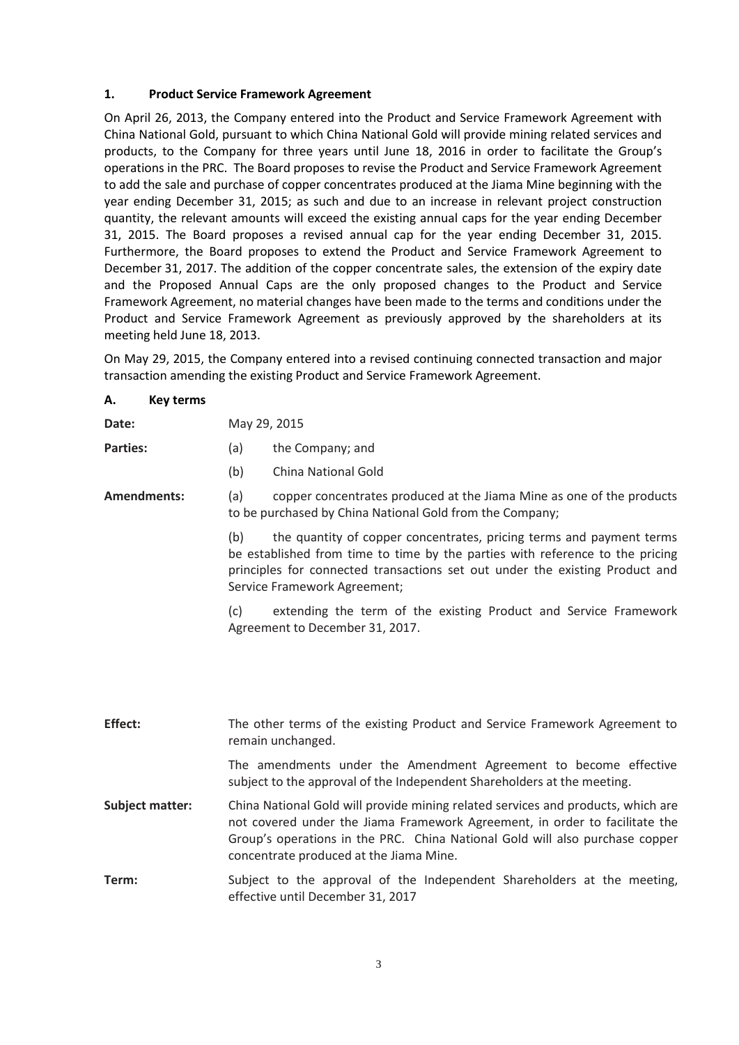## 1. Product Service Framework Agreement

On April 26, 2013, the Company entered into the Product and Service Framework Agreement with China National Gold, pursuant to which China National Gold will provide mining related services and products, to the Company for three years until June 18, 2016 in order to facilitate the Group's operations in the PRC. The Board proposes to revise the Product and Service Framework Agreement to add the sale and purchase of copper concentrates produced at the Jiama Mine beginning with the year ending December 31, 2015; as such and due to an increase in relevant project construction quantity, the relevant amounts will exceed the existing annual caps for the year ending December 31, 2015. The Board proposes a revised annual cap for the year ending December 31, 2015. Furthermore, the Board proposes to extend the Product and Service Framework Agreement to December 31, 2017. The addition of the copper concentrate sales, the extension of the expiry date and the Proposed Annual Caps are the only proposed changes to the Product and Service Framework Agreement, no material changes have been made to the terms and conditions under the Product and Service Framework Agreement as previously approved by the shareholders at its meeting held June 18, 2013.

On May 29, 2015, the Company entered into a revised continuing connected transaction and major transaction amending the existing Product and Service Framework Agreement.

### A. Key terms

**Date:** May 29, 2015

**Parties:**

(a) the Company; and

(b) China National Gold

**Amendments:**

(a) copper concentrates produced at the Jiama Mine as one of the products to be purchased by China National Gold from the Company;

(b) the quantity of copper concentrates, pricing terms and payment terms be established from time to time by the parties with reference to the pricing principles for connected transactions set out under the existing Product and Service Framework Agreement;

(c) extending the term of the existing Product and Service Framework Agreement to December 31, 2017.

**Effect:** The other terms of the existing Product and Service Framework Agreement to remain unchanged.

The amendments under the Amendment Agreement to become effective subject to the approval of the Independent Shareholders at the meeting.

**Subject matter:** China National Gold will provide mining related services and products, which are not covered under the Jiama Framework Agreement, in order to facilitate the Group's operations in the PRC. China National Gold will also purchase copper concentrate produced at the Jiama Mine.

**Term:** Subject to the approval of the Independent Shareholders at the meeting, effective until December 31, 2017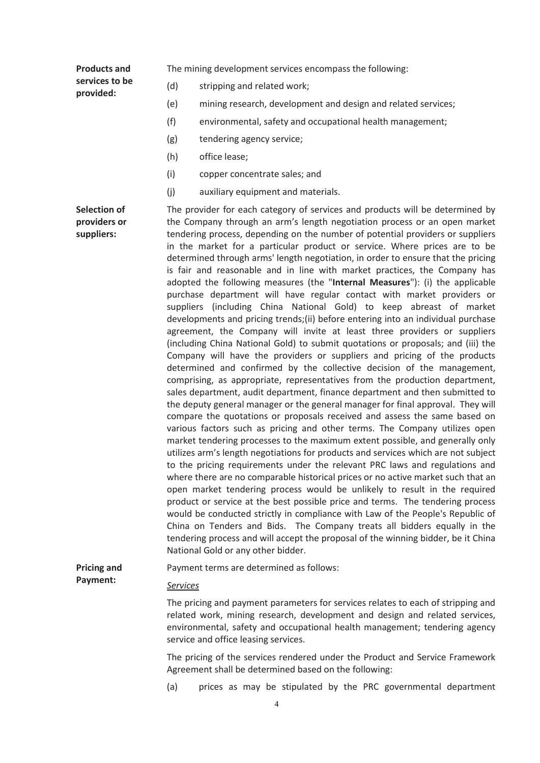**Products and services to be provided:**

The mining development services encompass the following:

(d) stripping and related work;

(e) mining research, development and design and related services;

(f) environmental, safety and occupational health management;

(g) tendering agency service;

(h) office lease;

(i) copper concentrate sales; and

(j) auxiliary equipment and materials.

**Selection of providers or suppliers:**

The provider for each category of services and products will be determined by the Company through an arm's length negotiation process or an open market tendering process, depending on the number of potential providers or suppliers in the market for a particular product or service. Where prices are to be determined through arms' length negotiation, in order to ensure that the pricing is fair and reasonable and in line with market practices, the Company has adopted the following measures (the "**Internal Measures**"): (i) the applicable purchase department will have regular contact with market providers or suppliers (including China National Gold) to keep abreast of market developments and pricing trends;(ii) before entering into an individual purchase agreement, the Company will invite at least three providers or suppliers (including China National Gold) to submit quotations or proposals; and (iii) the Company will have the providers or suppliers and pricing of the products determined and confirmed by the collective decision of the management, comprising, as appropriate, representatives from the production department, sales department, audit department, finance department and then submitted to the deputy general manager or the general manager for final approval. They will compare the quotations or proposals received and assess the same based on various factors such as pricing and other terms. The Company utilizes open market tendering processes to the maximum extent possible, and generally only utilizes arm's length negotiations for products and services which are not subject to the pricing requirements under the relevant PRC laws and regulations and where there are no comparable historical prices or no active market such that an open market tendering process would be unlikely to result in the required product or service at the best possible price and terms. The tendering process would be conducted strictly in compliance with Law of the People's Republic of China on Tenders and Bids. The Company treats all bidders equally in the tendering process and will accept the proposal of the winning bidder, be it China National Gold or any other bidder.

**Pricing and Payment:**

Payment terms are determined as follows:

*Services*

The pricing and payment parameters for services relates to each of stripping and related work, mining research, development and design and related services, environmental, safety and occupational health management; tendering agency service and office leasing services.

The pricing of the services rendered under the Product and Service Framework Agreement shall be determined based on the following:

(a) prices as may be stipulated by the PRC governmental department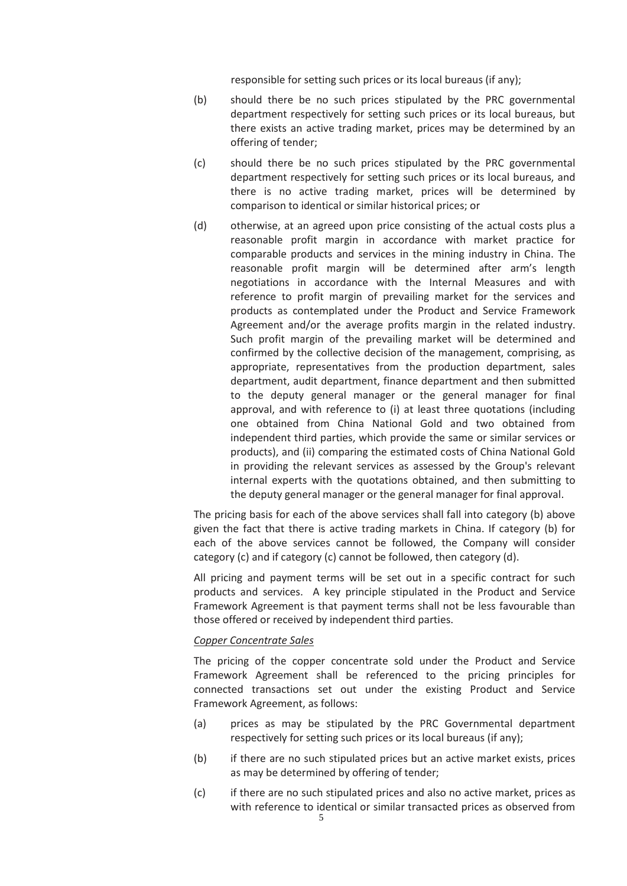responsible for setting such prices or its local bureaus (if any);

(b) should there be no such prices stipulated by the PRC governmental department respectively for setting such prices or its local bureaus, but there exists an active trading market, prices may be determined by an offering of tender;

(c) should there be no such prices stipulated by the PRC governmental department respectively for setting such prices or its local bureaus, and there is no active trading market, prices will be determined by comparison to identical or similar historical prices; or

(d) otherwise, at an agreed upon price consisting of the actual costs plus a reasonable profit margin in accordance with market practice for comparable products and services in the mining industry in China. The reasonable profit margin will be determined after arm's length negotiations in accordance with the Internal Measures and with reference to profit margin of prevailing market for the services and products as contemplated under the Product and Service Framework Agreement and/or the average profits margin in the related industry. Such profit margin of the prevailing market will be determined and confirmed by the collective decision of the management, comprising, as appropriate, representatives from the production department, sales department, audit department, finance department and then submitted to the deputy general manager or the general manager for final approval, and with reference to (i) at least three quotations (including one obtained from China National Gold and two obtained from independent third parties, which provide the same or similar services or products), and (ii) comparing the estimated costs of China National Gold in providing the relevant services as assessed by the Group's relevant internal experts with the quotations obtained, and then submitting to the deputy general manager or the general manager for final approval.

The pricing basis for each of the above services shall fall into category (b) above given the fact that there is active trading markets in China. If category (b) for each of the above services cannot be followed, the Company will consider category (c) and if category (c) cannot be followed, then category (d).

All pricing and payment terms will be set out in a specific contract for such products and services. A key principle stipulated in the Product and Service Framework Agreement is that payment terms shall not be less favourable than those offered or received by independent third parties.

*Copper Concentrate Sales*

The pricing of the copper concentrate sold under the Product and Service Framework Agreement shall be referenced to the pricing principles for connected transactions set out under the existing Product and Service Framework Agreement, as follows:

(a) prices as may be stipulated by the PRC Governmental department respectively for setting such prices or its local bureaus (if any);

(b) if there are no such stipulated prices but an active market exists, prices as may be determined by offering of tender;

(c) if there are no such stipulated prices and also no active market, prices as with reference to identical or similar transacted prices as observed from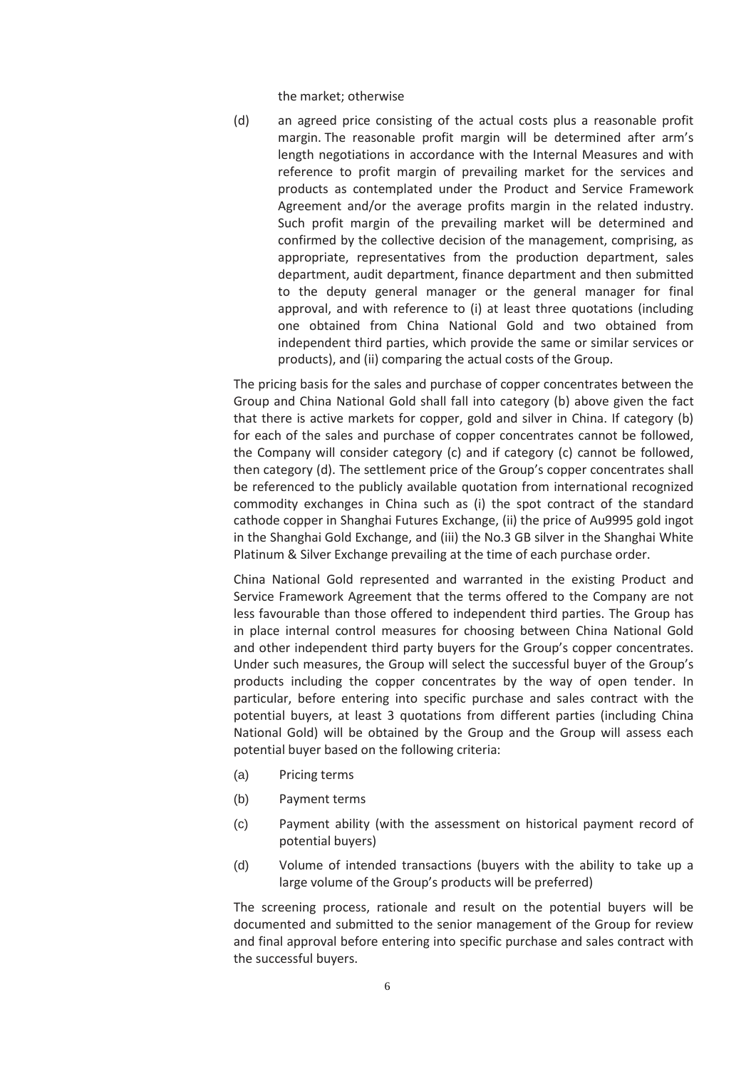the market; otherwise

(d) an agreed price consisting of the actual costs plus a reasonable profit margin. The reasonable profit margin will be determined after arm's length negotiations in accordance with the Internal Measures and with reference to profit margin of prevailing market for the services and products as contemplated under the Product and Service Framework Agreement and/or the average profits margin in the related industry. Such profit margin of the prevailing market will be determined and confirmed by the collective decision of the management, comprising, as appropriate, representatives from the production department, sales department, audit department, finance department and then submitted to the deputy general manager or the general manager for final approval, and with reference to (i) at least three quotations (including one obtained from China National Gold and two obtained from independent third parties, which provide the same or similar services or products), and (ii) comparing the actual costs of the Group.

The pricing basis for the sales and purchase of copper concentrates between the Group and China National Gold shall fall into category (b) above given the fact that there is active markets for copper, gold and silver in China. If category (b) for each of the sales and purchase of copper concentrates cannot be followed, the Company will consider category (c) and if category (c) cannot be followed, then category (d). The settlement price of the Group's copper concentrates shall be referenced to the publicly available quotation from international recognized commodity exchanges in China such as (i) the spot contract of the standard cathode copper in Shanghai Futures Exchange, (ii) the price of Au9995 gold ingot in the Shanghai Gold Exchange, and (iii) the No.3 GB silver in the Shanghai White Platinum & Silver Exchange prevailing at the time of each purchase order.

China National Gold represented and warranted in the existing Product and Service Framework Agreement that the terms offered to the Company are not less favourable than those offered to independent third parties. The Group has in place internal control measures for choosing between China National Gold and other independent third party buyers for the Group's copper concentrates. Under such measures, the Group will select the successful buyer of the Group's products including the copper concentrates by the way of open tender. In particular, before entering into specific purchase and sales contract with the potential buyers, at least 3 quotations from different parties (including China National Gold) will be obtained by the Group and the Group will assess each potential buyer based on the following criteria:

(a) Pricing terms

(b) Payment terms

(c) Payment ability (with the assessment on historical payment record of potential buyers)

(d) Volume of intended transactions (buyers with the ability to take up a large volume of the Group's products will be preferred)

The screening process, rationale and result on the potential buyers will be documented and submitted to the senior management of the Group for review and final approval before entering into specific purchase and sales contract with the successful buyers.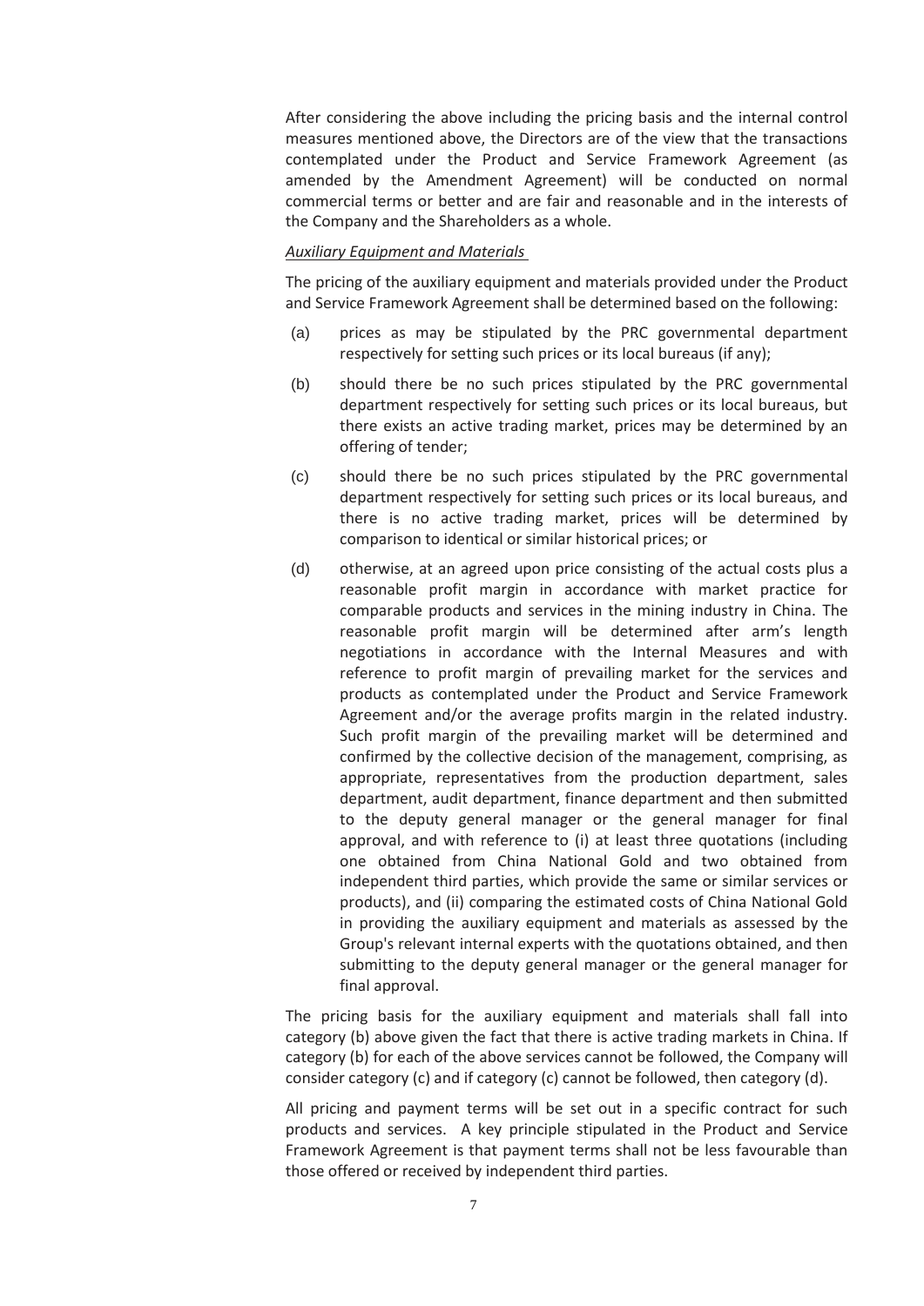After considering the above including the pricing basis and the internal control measures mentioned above, the Directors are of the view that the transactions contemplated under the Product and Service Framework Agreement (as amended by the Amendment Agreement) will be conducted on normal commercial terms or better and are fair and reasonable and in the interests of the Company and the Shareholders as a whole.

*Auxiliary Equipment and Materials*

The pricing of the auxiliary equipment and materials provided under the Product and Service Framework Agreement shall be determined based on the following:

(a) prices as may be stipulated by the PRC governmental department respectively for setting such prices or its local bureaus (if any);

(b) should there be no such prices stipulated by the PRC governmental department respectively for setting such prices or its local bureaus, but there exists an active trading market, prices may be determined by an offering of tender;

(c) should there be no such prices stipulated by the PRC governmental department respectively for setting such prices or its local bureaus, and there is no active trading market, prices will be determined by comparison to identical or similar historical prices; or

(d) otherwise, at an agreed upon price consisting of the actual costs plus a reasonable profit margin in accordance with market practice for comparable products and services in the mining industry in China. The reasonable profit margin will be determined after arm's length negotiations in accordance with the Internal Measures and with reference to profit margin of prevailing market for the services and products as contemplated under the Product and Service Framework Agreement and/or the average profits margin in the related industry. Such profit margin of the prevailing market will be determined and confirmed by the collective decision of the management, comprising, as appropriate, representatives from the production department, sales department, audit department, finance department and then submitted to the deputy general manager or the general manager for final approval, and with reference to (i) at least three quotations (including one obtained from China National Gold and two obtained from independent third parties, which provide the same or similar services or products), and (ii) comparing the estimated costs of China National Gold in providing the auxiliary equipment and materials as assessed by the Group's relevant internal experts with the quotations obtained, and then submitting to the deputy general manager or the general manager for final approval.

The pricing basis for the auxiliary equipment and materials shall fall into category (b) above given the fact that there is active trading markets in China. If category (b) for each of the above services cannot be followed, the Company will consider category (c) and if category (c) cannot be followed, then category (d).

All pricing and payment terms will be set out in a specific contract for such products and services. A key principle stipulated in the Product and Service Framework Agreement is that payment terms shall not be less favourable than those offered or received by independent third parties.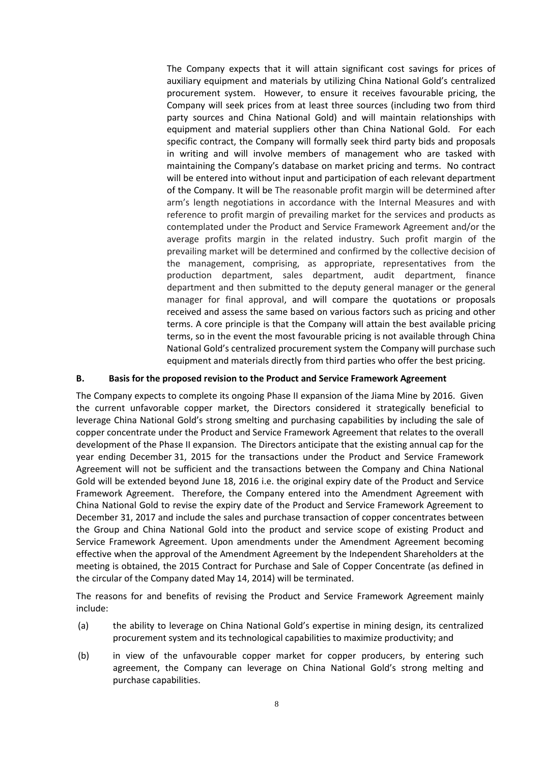The Company expects that it will attain significant cost savings for prices of auxiliary equipment and materials by utilizing China National Gold's centralized procurement system. However, to ensure it receives favourable pricing, the Company will seek prices from at least three sources (including two from third party sources and China National Gold) and will maintain relationships with equipment and material suppliers other than China National Gold. For each specific contract, the Company will formally seek third party bids and proposals in writing and will involve members of management who are tasked with maintaining the Company's database on market pricing and terms. No contract will be entered into without input and participation of each relevant department of the Company. It will be The reasonable profit margin will be determined after arm's length negotiations in accordance with the Internal Measures and with reference to profit margin of prevailing market for the services and products as contemplated under the Product and Service Framework Agreement and/or the average profits margin in the related industry. Such profit margin of the prevailing market will be determined and confirmed by the collective decision of the management, comprising, as appropriate, representatives from the production department, sales department, audit department, finance department and then submitted to the deputy general manager or the general manager for final approval, and will compare the quotations or proposals received and assess the same based on various factors such as pricing and other terms. A core principle is that the Company will attain the best available pricing terms, so in the event the most favourable pricing is not available through China National Gold's centralized procurement system the Company will purchase such equipment and materials directly from third parties who offer the best pricing.

**B. Basis for the proposed revision to the Product and Service Framework Agreement**

The Company expects to complete its ongoing Phase II expansion of the Jiama Mine by 2016. Given the current unfavorable copper market, the Directors considered it strategically beneficial to leverage China National Gold's strong smelting and purchasing capabilities by including the sale of copper concentrate under the Product and Service Framework Agreement that relates to the overall development of the Phase II expansion. The Directors anticipate that the existing annual cap for the year ending December 31, 2015 for the transactions under the Product and Service Framework Agreement will not be sufficient and the transactions between the Company and China National Gold will be extended beyond June 18, 2016 i.e. the original expiry date of the Product and Service Framework Agreement. Therefore, the Company entered into the Amendment Agreement with China National Gold to revise the expiry date of the Product and Service Framework Agreement to December 31, 2017 and include the sales and purchase transaction of copper concentrates between the Group and China National Gold into the product and service scope of existing Product and Service Framework Agreement. Upon amendments under the Amendment Agreement becoming effective when the approval of the Amendment Agreement by the Independent Shareholders at the meeting is obtained, the 2015 Contract for Purchase and Sale of Copper Concentrate (as defined in the circular of the Company dated May 14, 2014) will be terminated.

The reasons for and benefits of revising the Product and Service Framework Agreement mainly include:

(a) the ability to leverage on China National Gold's expertise in mining design, its centralized procurement system and its technological capabilities to maximize productivity; and

(b) in view of the unfavourable copper market for copper producers, by entering such agreement, the Company can leverage on China National Gold's strong melting and purchase capabilities.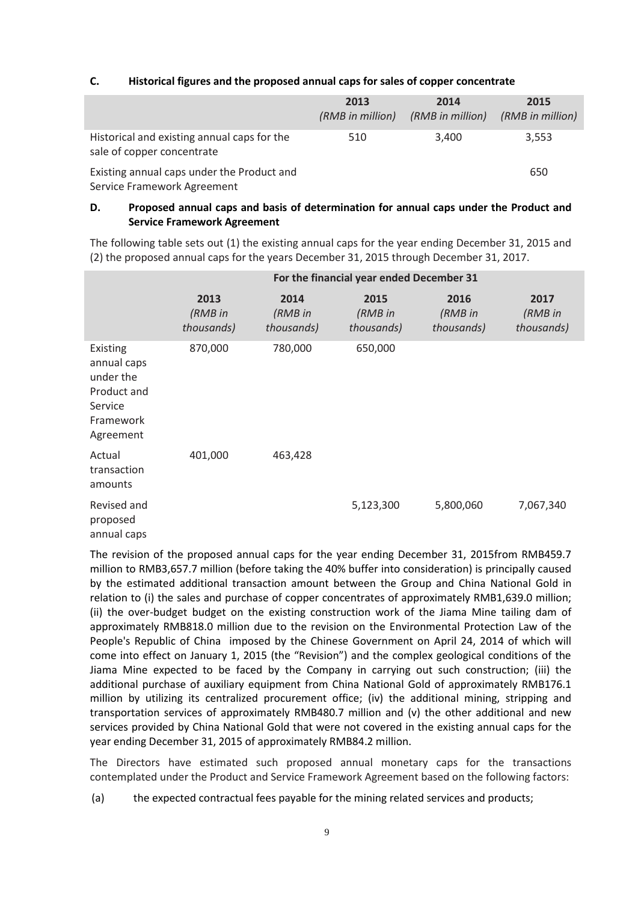**C. Historical figures and the proposed annual caps for sales of copper concentrate**

| | 2013 *(RMB in million)* | 2014 *(RMB in million)* | 2015 *(RMB in million)* |
|---|---|---|---|
| Historical and existing annual caps for the sale of copper concentrate | 510 | 3,400 | 3,553 |
| Existing annual caps under the Product and Service Framework Agreement | | | 650 |

**D. Proposed annual caps and basis of determination for annual caps under the Product and Service Framework Agreement**

The following table sets out (1) the existing annual caps for the year ending December 31, 2015 and (2) the proposed annual caps for the years December 31, 2015 through December 31, 2017.

| | For the financial year ended December 31 | | | | |
|---|---|---|---|---|---|
| | 2013 *(RMB in thousands)* | 2014 *(RMB in thousands)* | 2015 *(RMB in thousands)* | 2016 *(RMB in thousands)* | 2017 *(RMB in thousands)* |
| Existing annual caps under the Product and Service Framework Agreement | 870,000 | 780,000 | 650,000 | | |
| Actual transaction amounts | 401,000 | 463,428 | | | |
| Revised and proposed annual caps | | | 5,123,300 | 5,800,060 | 7,067,340 |

The revision of the proposed annual caps for the year ending December 31, 2015from RMB459.7 million to RMB3,657.7 million (before taking the 40% buffer into consideration) is principally caused by the estimated additional transaction amount between the Group and China National Gold in relation to (i) the sales and purchase of copper concentrates of approximately RMB1,639.0 million; (ii) the over-budget budget on the existing construction work of the Jiama Mine tailing dam of approximately RMB818.0 million due to the revision on the Environmental Protection Law of the People's Republic of China imposed by the Chinese Government on April 24, 2014 of which will come into effect on January 1, 2015 (the "Revision") and the complex geological conditions of the Jiama Mine expected to be faced by the Company in carrying out such construction; (iii) the additional purchase of auxiliary equipment from China National Gold of approximately RMB176.1 million by utilizing its centralized procurement office; (iv) the additional mining, stripping and transportation services of approximately RMB480.7 million and (v) the other additional and new services provided by China National Gold that were not covered in the existing annual caps for the year ending December 31, 2015 of approximately RMB84.2 million.

The Directors have estimated such proposed annual monetary caps for the transactions contemplated under the Product and Service Framework Agreement based on the following factors:

(a) the expected contractual fees payable for the mining related services and products;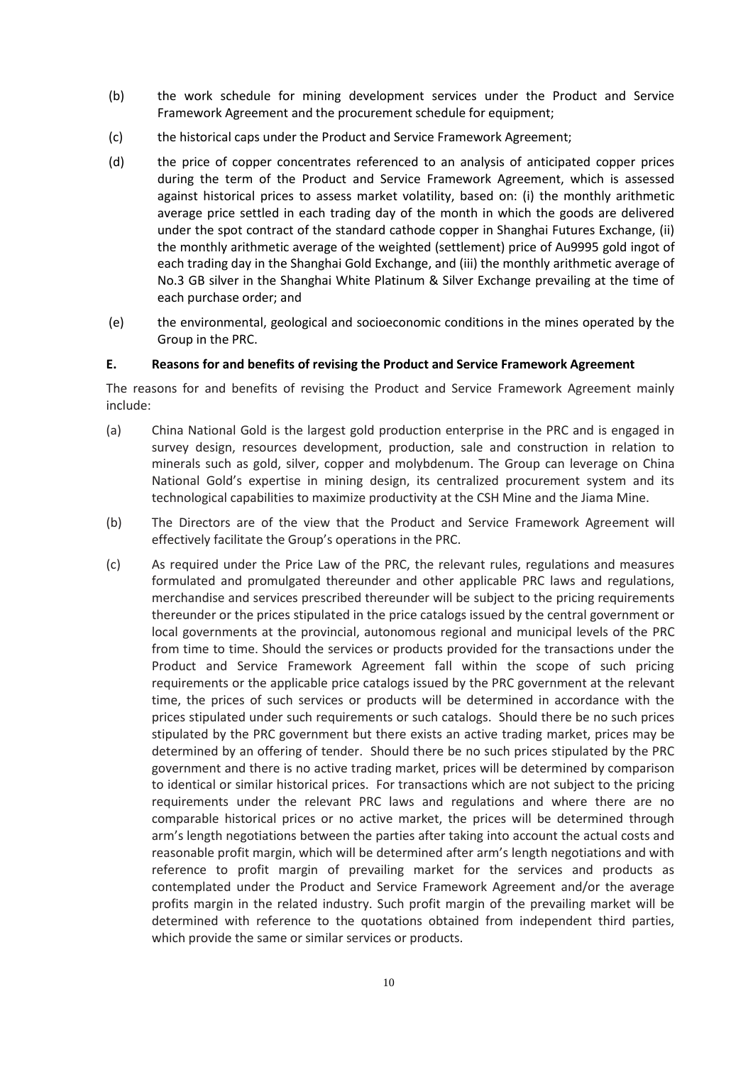(b) the work schedule for mining development services under the Product and Service Framework Agreement and the procurement schedule for equipment;

(c) the historical caps under the Product and Service Framework Agreement;

(d) the price of copper concentrates referenced to an analysis of anticipated copper prices during the term of the Product and Service Framework Agreement, which is assessed against historical prices to assess market volatility, based on: (i) the monthly arithmetic average price settled in each trading day of the month in which the goods are delivered under the spot contract of the standard cathode copper in Shanghai Futures Exchange, (ii) the monthly arithmetic average of the weighted (settlement) price of Au9995 gold ingot of each trading day in the Shanghai Gold Exchange, and (iii) the monthly arithmetic average of No.3 GB silver in the Shanghai White Platinum & Silver Exchange prevailing at the time of each purchase order; and

(e) the environmental, geological and socioeconomic conditions in the mines operated by the Group in the PRC.

### E. Reasons for and benefits of revising the Product and Service Framework Agreement

The reasons for and benefits of revising the Product and Service Framework Agreement mainly include:

(a) China National Gold is the largest gold production enterprise in the PRC and is engaged in survey design, resources development, production, sale and construction in relation to minerals such as gold, silver, copper and molybdenum. The Group can leverage on China National Gold's expertise in mining design, its centralized procurement system and its technological capabilities to maximize productivity at the CSH Mine and the Jiama Mine.

(b) The Directors are of the view that the Product and Service Framework Agreement will effectively facilitate the Group's operations in the PRC.

(c) As required under the Price Law of the PRC, the relevant rules, regulations and measures formulated and promulgated thereunder and other applicable PRC laws and regulations, merchandise and services prescribed thereunder will be subject to the pricing requirements thereunder or the prices stipulated in the price catalogs issued by the central government or local governments at the provincial, autonomous regional and municipal levels of the PRC from time to time. Should the services or products provided for the transactions under the Product and Service Framework Agreement fall within the scope of such pricing requirements or the applicable price catalogs issued by the PRC government at the relevant time, the prices of such services or products will be determined in accordance with the prices stipulated under such requirements or such catalogs. Should there be no such prices stipulated by the PRC government but there exists an active trading market, prices may be determined by an offering of tender. Should there be no such prices stipulated by the PRC government and there is no active trading market, prices will be determined by comparison to identical or similar historical prices. For transactions which are not subject to the pricing requirements under the relevant PRC laws and regulations and where there are no comparable historical prices or no active market, the prices will be determined through arm's length negotiations between the parties after taking into account the actual costs and reasonable profit margin, which will be determined after arm's length negotiations and with reference to profit margin of prevailing market for the services and products as contemplated under the Product and Service Framework Agreement and/or the average profits margin in the related industry. Such profit margin of the prevailing market will be determined with reference to the quotations obtained from independent third parties, which provide the same or similar services or products.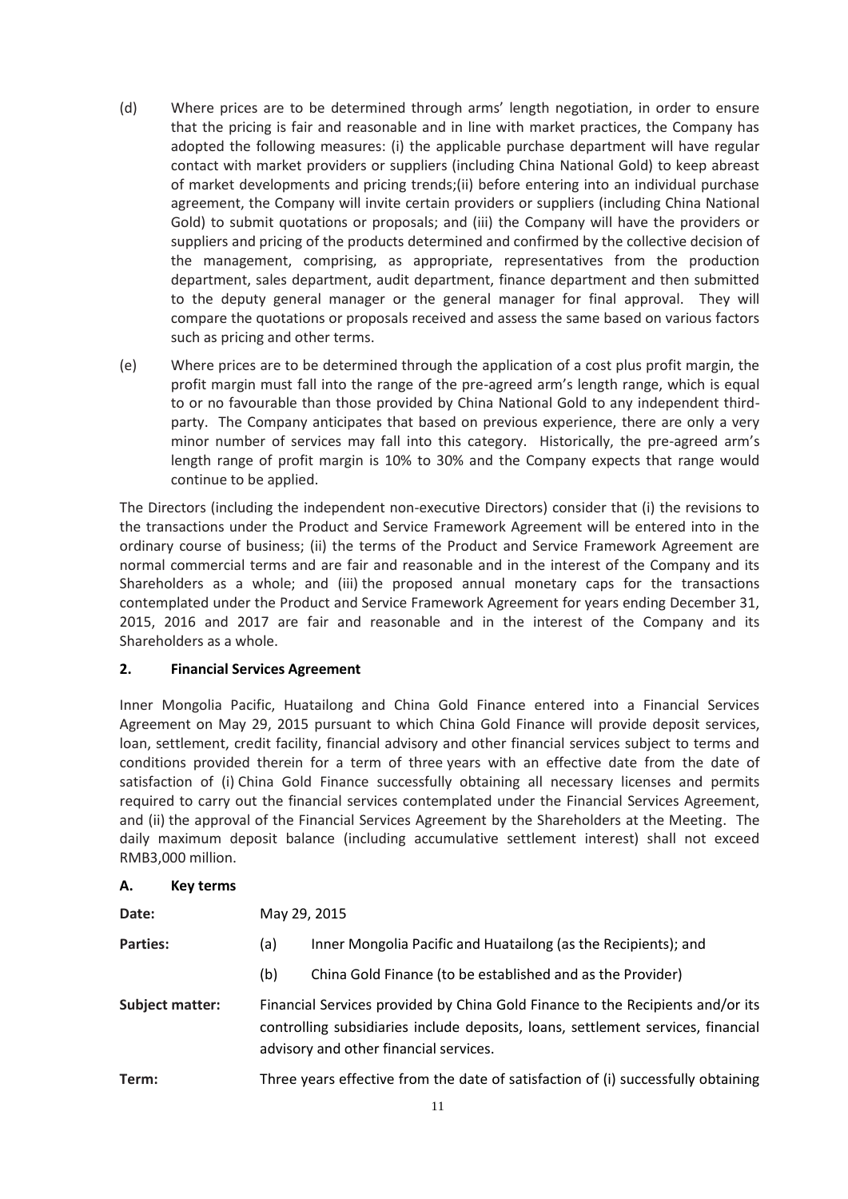(d) Where prices are to be determined through arms' length negotiation, in order to ensure that the pricing is fair and reasonable and in line with market practices, the Company has adopted the following measures: (i) the applicable purchase department will have regular contact with market providers or suppliers (including China National Gold) to keep abreast of market developments and pricing trends;(ii) before entering into an individual purchase agreement, the Company will invite certain providers or suppliers (including China National Gold) to submit quotations or proposals; and (iii) the Company will have the providers or suppliers and pricing of the products determined and confirmed by the collective decision of the management, comprising, as appropriate, representatives from the production department, sales department, audit department, finance department and then submitted to the deputy general manager or the general manager for final approval. They will compare the quotations or proposals received and assess the same based on various factors such as pricing and other terms.

(e) Where prices are to be determined through the application of a cost plus profit margin, the profit margin must fall into the range of the pre-agreed arm's length range, which is equal to or no favourable than those provided by China National Gold to any independent third-party. The Company anticipates that based on previous experience, there are only a very minor number of services may fall into this category. Historically, the pre-agreed arm's length range of profit margin is 10% to 30% and the Company expects that range would continue to be applied.

The Directors (including the independent non-executive Directors) consider that (i) the revisions to the transactions under the Product and Service Framework Agreement will be entered into in the ordinary course of business; (ii) the terms of the Product and Service Framework Agreement are normal commercial terms and are fair and reasonable and in the interest of the Company and its Shareholders as a whole; and (iii) the proposed annual monetary caps for the transactions contemplated under the Product and Service Framework Agreement for years ending December 31, 2015, 2016 and 2017 are fair and reasonable and in the interest of the Company and its Shareholders as a whole.

## 2. Financial Services Agreement

Inner Mongolia Pacific, Huatailong and China Gold Finance entered into a Financial Services Agreement on May 29, 2015 pursuant to which China Gold Finance will provide deposit services, loan, settlement, credit facility, financial advisory and other financial services subject to terms and conditions provided therein for a term of three years with an effective date from the date of satisfaction of (i) China Gold Finance successfully obtaining all necessary licenses and permits required to carry out the financial services contemplated under the Financial Services Agreement, and (ii) the approval of the Financial Services Agreement by the Shareholders at the Meeting. The daily maximum deposit balance (including accumulative settlement interest) shall not exceed RMB3,000 million.

### A. Key terms

**Date:** May 29, 2015

**Parties:**

(a) Inner Mongolia Pacific and Huatailong (as the Recipients); and

(b) China Gold Finance (to be established and as the Provider)

**Subject matter:** Financial Services provided by China Gold Finance to the Recipients and/or its controlling subsidiaries include deposits, loans, settlement services, financial advisory and other financial services.

**Term:** Three years effective from the date of satisfaction of (i) successfully obtaining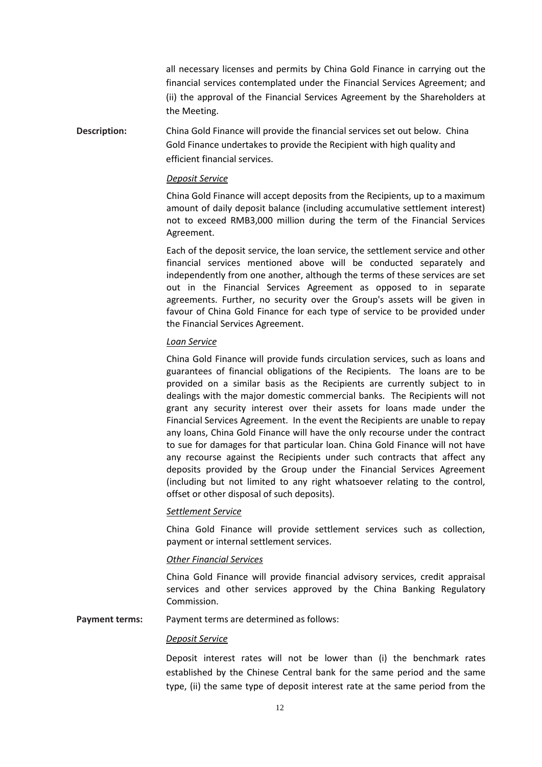all necessary licenses and permits by China Gold Finance in carrying out the financial services contemplated under the Financial Services Agreement; and (ii) the approval of the Financial Services Agreement by the Shareholders at the Meeting.

**Description:** China Gold Finance will provide the financial services set out below. China Gold Finance undertakes to provide the Recipient with high quality and efficient financial services.

*Deposit Service*

China Gold Finance will accept deposits from the Recipients, up to a maximum amount of daily deposit balance (including accumulative settlement interest) not to exceed RMB3,000 million during the term of the Financial Services Agreement.

Each of the deposit service, the loan service, the settlement service and other financial services mentioned above will be conducted separately and independently from one another, although the terms of these services are set out in the Financial Services Agreement as opposed to in separate agreements. Further, no security over the Group's assets will be given in favour of China Gold Finance for each type of service to be provided under the Financial Services Agreement.

*Loan Service*

China Gold Finance will provide funds circulation services, such as loans and guarantees of financial obligations of the Recipients. The loans are to be provided on a similar basis as the Recipients are currently subject to in dealings with the major domestic commercial banks. The Recipients will not grant any security interest over their assets for loans made under the Financial Services Agreement. In the event the Recipients are unable to repay any loans, China Gold Finance will have the only recourse under the contract to sue for damages for that particular loan. China Gold Finance will not have any recourse against the Recipients under such contracts that affect any deposits provided by the Group under the Financial Services Agreement (including but not limited to any right whatsoever relating to the control, offset or other disposal of such deposits).

*Settlement Service*

China Gold Finance will provide settlement services such as collection, payment or internal settlement services.

*Other Financial Services*

China Gold Finance will provide financial advisory services, credit appraisal services and other services approved by the China Banking Regulatory Commission.

**Payment terms:** Payment terms are determined as follows:

*Deposit Service*

Deposit interest rates will not be lower than (i) the benchmark rates established by the Chinese Central bank for the same period and the same type, (ii) the same type of deposit interest rate at the same period from the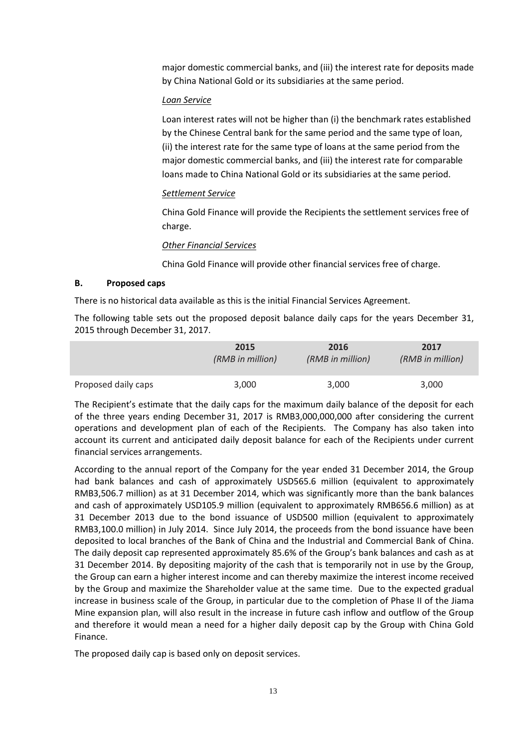major domestic commercial banks, and (iii) the interest rate for deposits made by China National Gold or its subsidiaries at the same period.

*Loan Service*

Loan interest rates will not be higher than (i) the benchmark rates established by the Chinese Central bank for the same period and the same type of loan, (ii) the interest rate for the same type of loans at the same period from the major domestic commercial banks, and (iii) the interest rate for comparable loans made to China National Gold or its subsidiaries at the same period.

*Settlement Service*

China Gold Finance will provide the Recipients the settlement services free of charge.

*Other Financial Services*

China Gold Finance will provide other financial services free of charge.

## B. Proposed caps

There is no historical data available as this is the initial Financial Services Agreement.

The following table sets out the proposed deposit balance daily caps for the years December 31, 2015 through December 31, 2017.

| | 2015 *(RMB in million)* | 2016 *(RMB in million)* | 2017 *(RMB in million)* |
|---|---|---|---|
| Proposed daily caps | 3,000 | 3,000 | 3,000 |

The Recipient's estimate that the daily caps for the maximum daily balance of the deposit for each of the three years ending December 31, 2017 is RMB3,000,000,000 after considering the current operations and development plan of each of the Recipients. The Company has also taken into account its current and anticipated daily deposit balance for each of the Recipients under current financial services arrangements.

According to the annual report of the Company for the year ended 31 December 2014, the Group had bank balances and cash of approximately USD565.6 million (equivalent to approximately RMB3,506.7 million) as at 31 December 2014, which was significantly more than the bank balances and cash of approximately USD105.9 million (equivalent to approximately RMB656.6 million) as at 31 December 2013 due to the bond issuance of USD500 million (equivalent to approximately RMB3,100.0 million) in July 2014. Since July 2014, the proceeds from the bond issuance have been deposited to local branches of the Bank of China and the Industrial and Commercial Bank of China. The daily deposit cap represented approximately 85.6% of the Group's bank balances and cash as at 31 December 2014. By depositing majority of the cash that is temporarily not in use by the Group, the Group can earn a higher interest income and can thereby maximize the interest income received by the Group and maximize the Shareholder value at the same time. Due to the expected gradual increase in business scale of the Group, in particular due to the completion of Phase II of the Jiama Mine expansion plan, will also result in the increase in future cash inflow and outflow of the Group and therefore it would mean a need for a higher daily deposit cap by the Group with China Gold Finance.

The proposed daily cap is based only on deposit services.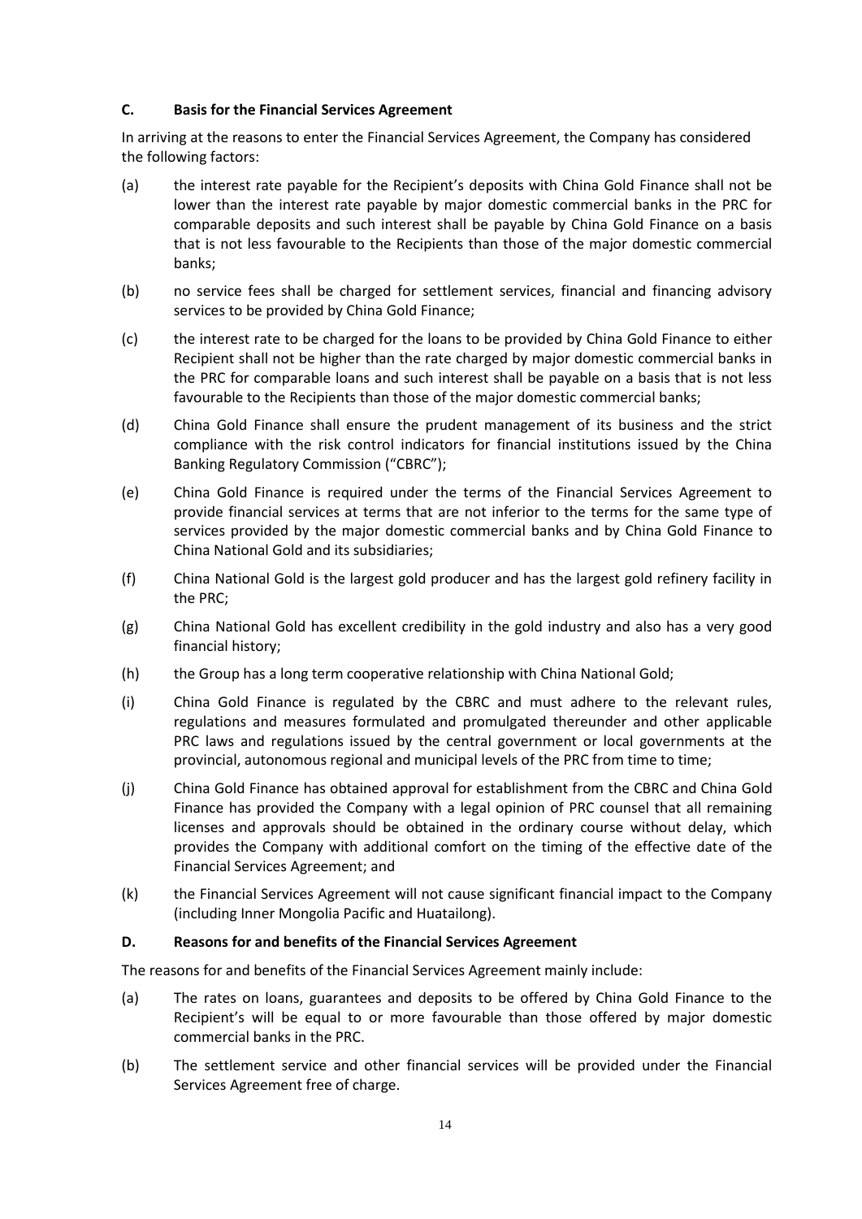### C. Basis for the Financial Services Agreement

In arriving at the reasons to enter the Financial Services Agreement, the Company has considered the following factors:

(a) the interest rate payable for the Recipient's deposits with China Gold Finance shall not be lower than the interest rate payable by major domestic commercial banks in the PRC for comparable deposits and such interest shall be payable by China Gold Finance on a basis that is not less favourable to the Recipients than those of the major domestic commercial banks;

(b) no service fees shall be charged for settlement services, financial and financing advisory services to be provided by China Gold Finance;

(c) the interest rate to be charged for the loans to be provided by China Gold Finance to either Recipient shall not be higher than the rate charged by major domestic commercial banks in the PRC for comparable loans and such interest shall be payable on a basis that is not less favourable to the Recipients than those of the major domestic commercial banks;

(d) China Gold Finance shall ensure the prudent management of its business and the strict compliance with the risk control indicators for financial institutions issued by the China Banking Regulatory Commission ("CBRC");

(e) China Gold Finance is required under the terms of the Financial Services Agreement to provide financial services at terms that are not inferior to the terms for the same type of services provided by the major domestic commercial banks and by China Gold Finance to China National Gold and its subsidiaries;

(f) China National Gold is the largest gold producer and has the largest gold refinery facility in the PRC;

(g) China National Gold has excellent credibility in the gold industry and also has a very good financial history;

(h) the Group has a long term cooperative relationship with China National Gold;

(i) China Gold Finance is regulated by the CBRC and must adhere to the relevant rules, regulations and measures formulated and promulgated thereunder and other applicable PRC laws and regulations issued by the central government or local governments at the provincial, autonomous regional and municipal levels of the PRC from time to time;

(j) China Gold Finance has obtained approval for establishment from the CBRC and China Gold Finance has provided the Company with a legal opinion of PRC counsel that all remaining licenses and approvals should be obtained in the ordinary course without delay, which provides the Company with additional comfort on the timing of the effective date of the Financial Services Agreement; and

(k) the Financial Services Agreement will not cause significant financial impact to the Company (including Inner Mongolia Pacific and Huatailong).

### D. Reasons for and benefits of the Financial Services Agreement

The reasons for and benefits of the Financial Services Agreement mainly include:

(a) The rates on loans, guarantees and deposits to be offered by China Gold Finance to the Recipient's will be equal to or more favourable than those offered by major domestic commercial banks in the PRC.

(b) The settlement service and other financial services will be provided under the Financial Services Agreement free of charge.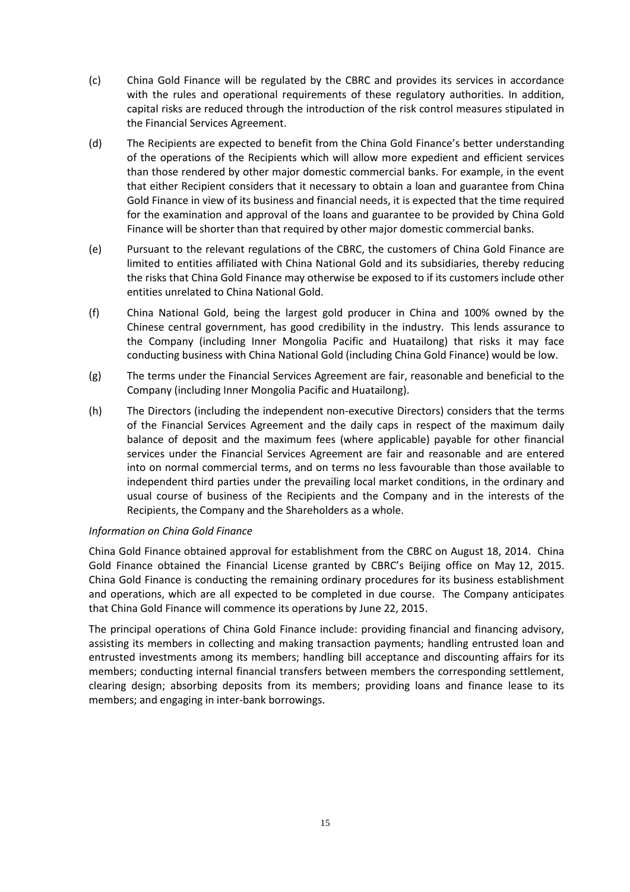(c) China Gold Finance will be regulated by the CBRC and provides its services in accordance with the rules and operational requirements of these regulatory authorities. In addition, capital risks are reduced through the introduction of the risk control measures stipulated in the Financial Services Agreement.

(d) The Recipients are expected to benefit from the China Gold Finance's better understanding of the operations of the Recipients which will allow more expedient and efficient services than those rendered by other major domestic commercial banks. For example, in the event that either Recipient considers that it necessary to obtain a loan and guarantee from China Gold Finance in view of its business and financial needs, it is expected that the time required for the examination and approval of the loans and guarantee to be provided by China Gold Finance will be shorter than that required by other major domestic commercial banks.

(e) Pursuant to the relevant regulations of the CBRC, the customers of China Gold Finance are limited to entities affiliated with China National Gold and its subsidiaries, thereby reducing the risks that China Gold Finance may otherwise be exposed to if its customers include other entities unrelated to China National Gold.

(f) China National Gold, being the largest gold producer in China and 100% owned by the Chinese central government, has good credibility in the industry. This lends assurance to the Company (including Inner Mongolia Pacific and Huatailong) that risks it may face conducting business with China National Gold (including China Gold Finance) would be low.

(g) The terms under the Financial Services Agreement are fair, reasonable and beneficial to the Company (including Inner Mongolia Pacific and Huatailong).

(h) The Directors (including the independent non-executive Directors) considers that the terms of the Financial Services Agreement and the daily caps in respect of the maximum daily balance of deposit and the maximum fees (where applicable) payable for other financial services under the Financial Services Agreement are fair and reasonable and are entered into on normal commercial terms, and on terms no less favourable than those available to independent third parties under the prevailing local market conditions, in the ordinary and usual course of business of the Recipients and the Company and in the interests of the Recipients, the Company and the Shareholders as a whole.

*Information on China Gold Finance*

China Gold Finance obtained approval for establishment from the CBRC on August 18, 2014. China Gold Finance obtained the Financial License granted by CBRC's Beijing office on May 12, 2015. China Gold Finance is conducting the remaining ordinary procedures for its business establishment and operations, which are all expected to be completed in due course. The Company anticipates that China Gold Finance will commence its operations by June 22, 2015.

The principal operations of China Gold Finance include: providing financial and financing advisory, assisting its members in collecting and making transaction payments; handling entrusted loan and entrusted investments among its members; handling bill acceptance and discounting affairs for its members; conducting internal financial transfers between members the corresponding settlement, clearing design; absorbing deposits from its members; providing loans and finance lease to its members; and engaging in inter-bank borrowings.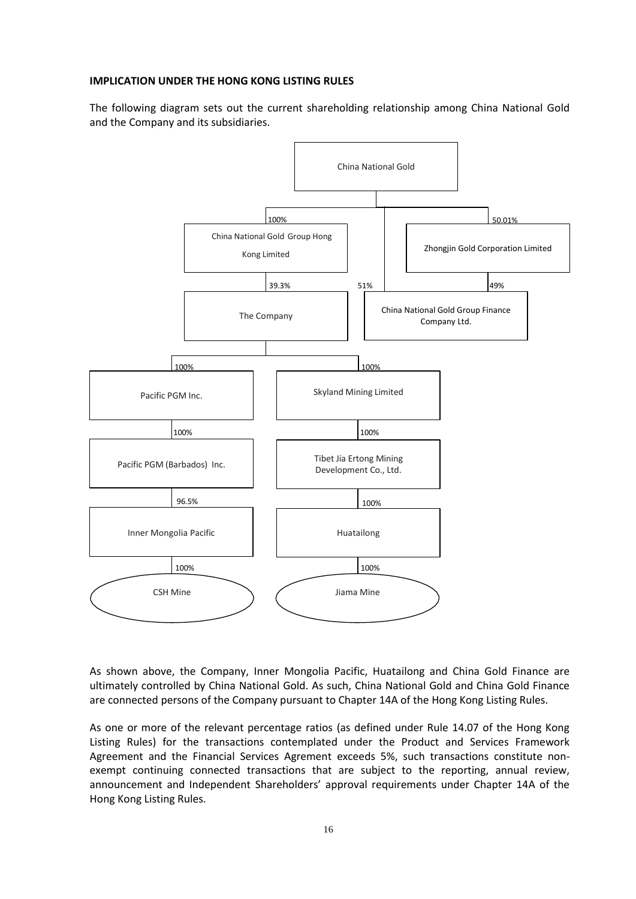**IMPLICATION UNDER THE HONG KONG LISTING RULES**

The following diagram sets out the current shareholding relationship among China National Gold and the Company and its subsidiaries.

- China National Gold
  - 100% — China National Gold Group Hong Kong Limited
    - 39.3% — The Company
      - 100% — Pacific PGM Inc.
        - 100% — Pacific PGM (Barbados) Inc.
          - 96.5% — Inner Mongolia Pacific
            - 100% — CSH Mine
      - 100% — Skyland Mining Limited
        - 100% — Tibet Jia Ertong Mining Development Co., Ltd.
          - 100% — Huatailong
            - 100% — Jiama Mine
  - 51% — China National Gold Group Finance Company Ltd.
  - 50.01% — Zhongjin Gold Corporation Limited
    - 49% — China National Gold Group Finance Company Ltd.

As shown above, the Company, Inner Mongolia Pacific, Huatailong and China Gold Finance are ultimately controlled by China National Gold. As such, China National Gold and China Gold Finance are connected persons of the Company pursuant to Chapter 14A of the Hong Kong Listing Rules.

As one or more of the relevant percentage ratios (as defined under Rule 14.07 of the Hong Kong Listing Rules) for the transactions contemplated under the Product and Services Framework Agreement and the Financial Services Agrement exceeds 5%, such transactions constitute non-exempt continuing connected transactions that are subject to the reporting, annual review, announcement and Independent Shareholders' approval requirements under Chapter 14A of the Hong Kong Listing Rules.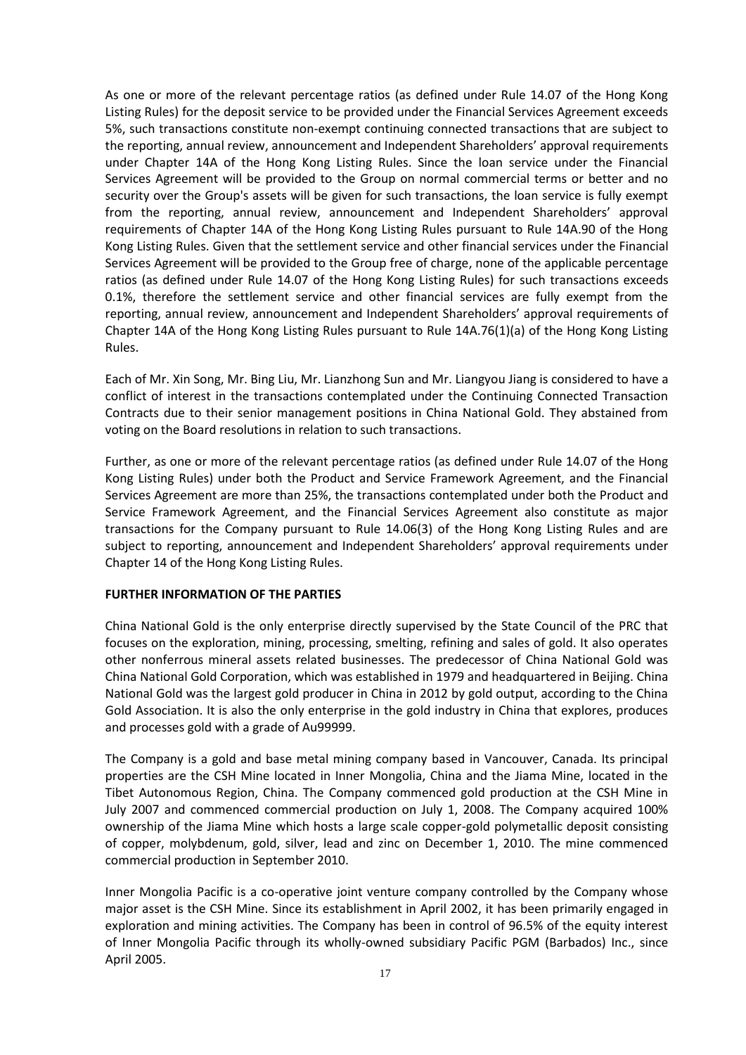As one or more of the relevant percentage ratios (as defined under Rule 14.07 of the Hong Kong Listing Rules) for the deposit service to be provided under the Financial Services Agreement exceeds 5%, such transactions constitute non-exempt continuing connected transactions that are subject to the reporting, annual review, announcement and Independent Shareholders' approval requirements under Chapter 14A of the Hong Kong Listing Rules. Since the loan service under the Financial Services Agreement will be provided to the Group on normal commercial terms or better and no security over the Group's assets will be given for such transactions, the loan service is fully exempt from the reporting, annual review, announcement and Independent Shareholders' approval requirements of Chapter 14A of the Hong Kong Listing Rules pursuant to Rule 14A.90 of the Hong Kong Listing Rules. Given that the settlement service and other financial services under the Financial Services Agreement will be provided to the Group free of charge, none of the applicable percentage ratios (as defined under Rule 14.07 of the Hong Kong Listing Rules) for such transactions exceeds 0.1%, therefore the settlement service and other financial services are fully exempt from the reporting, annual review, announcement and Independent Shareholders' approval requirements of Chapter 14A of the Hong Kong Listing Rules pursuant to Rule 14A.76(1)(a) of the Hong Kong Listing Rules.

Each of Mr. Xin Song, Mr. Bing Liu, Mr. Lianzhong Sun and Mr. Liangyou Jiang is considered to have a conflict of interest in the transactions contemplated under the Continuing Connected Transaction Contracts due to their senior management positions in China National Gold. They abstained from voting on the Board resolutions in relation to such transactions.

Further, as one or more of the relevant percentage ratios (as defined under Rule 14.07 of the Hong Kong Listing Rules) under both the Product and Service Framework Agreement, and the Financial Services Agreement are more than 25%, the transactions contemplated under both the Product and Service Framework Agreement, and the Financial Services Agreement also constitute as major transactions for the Company pursuant to Rule 14.06(3) of the Hong Kong Listing Rules and are subject to reporting, announcement and Independent Shareholders' approval requirements under Chapter 14 of the Hong Kong Listing Rules.

**FURTHER INFORMATION OF THE PARTIES**

China National Gold is the only enterprise directly supervised by the State Council of the PRC that focuses on the exploration, mining, processing, smelting, refining and sales of gold. It also operates other nonferrous mineral assets related businesses. The predecessor of China National Gold was China National Gold Corporation, which was established in 1979 and headquartered in Beijing. China National Gold was the largest gold producer in China in 2012 by gold output, according to the China Gold Association. It is also the only enterprise in the gold industry in China that explores, produces and processes gold with a grade of Au99999.

The Company is a gold and base metal mining company based in Vancouver, Canada. Its principal properties are the CSH Mine located in Inner Mongolia, China and the Jiama Mine, located in the Tibet Autonomous Region, China. The Company commenced gold production at the CSH Mine in July 2007 and commenced commercial production on July 1, 2008. The Company acquired 100% ownership of the Jiama Mine which hosts a large scale copper-gold polymetallic deposit consisting of copper, molybdenum, gold, silver, lead and zinc on December 1, 2010. The mine commenced commercial production in September 2010.

Inner Mongolia Pacific is a co-operative joint venture company controlled by the Company whose major asset is the CSH Mine. Since its establishment in April 2002, it has been primarily engaged in exploration and mining activities. The Company has been in control of 96.5% of the equity interest of Inner Mongolia Pacific through its wholly-owned subsidiary Pacific PGM (Barbados) Inc., since April 2005.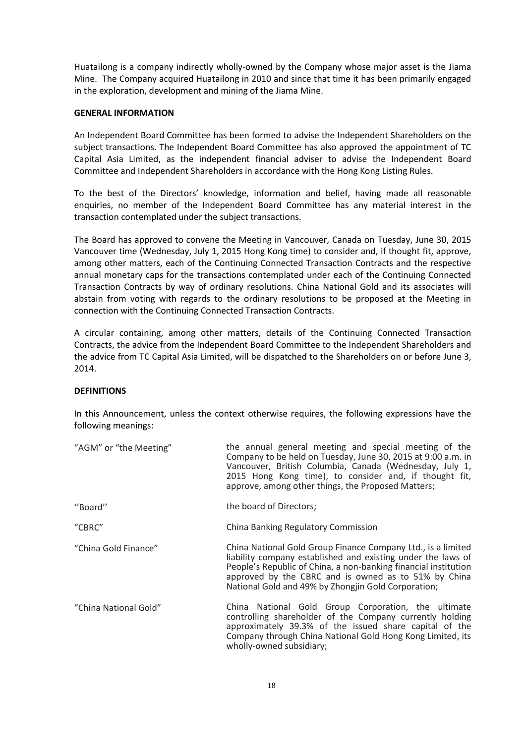Huatailong is a company indirectly wholly-owned by the Company whose major asset is the Jiama Mine. The Company acquired Huatailong in 2010 and since that time it has been primarily engaged in the exploration, development and mining of the Jiama Mine.

**GENERAL INFORMATION**

An Independent Board Committee has been formed to advise the Independent Shareholders on the subject transactions. The Independent Board Committee has also approved the appointment of TC Capital Asia Limited, as the independent financial adviser to advise the Independent Board Committee and Independent Shareholders in accordance with the Hong Kong Listing Rules.

To the best of the Directors' knowledge, information and belief, having made all reasonable enquiries, no member of the Independent Board Committee has any material interest in the transaction contemplated under the subject transactions.

The Board has approved to convene the Meeting in Vancouver, Canada on Tuesday, June 30, 2015 Vancouver time (Wednesday, July 1, 2015 Hong Kong time) to consider and, if thought fit, approve, among other matters, each of the Continuing Connected Transaction Contracts and the respective annual monetary caps for the transactions contemplated under each of the Continuing Connected Transaction Contracts by way of ordinary resolutions. China National Gold and its associates will abstain from voting with regards to the ordinary resolutions to be proposed at the Meeting in connection with the Continuing Connected Transaction Contracts.

A circular containing, among other matters, details of the Continuing Connected Transaction Contracts, the advice from the Independent Board Committee to the Independent Shareholders and the advice from TC Capital Asia Limited, will be dispatched to the Shareholders on or before June 3, 2014.

**DEFINITIONS**

In this Announcement, unless the context otherwise requires, the following expressions have the following meanings:

| | |
|---|---|
| "AGM" or "the Meeting" | the annual general meeting and special meeting of the Company to be held on Tuesday, June 30, 2015 at 9:00 a.m. in Vancouver, British Columbia, Canada (Wednesday, July 1, 2015 Hong Kong time), to consider and, if thought fit, approve, among other things, the Proposed Matters; |
| ''Board'' | the board of Directors; |
| "CBRC" | China Banking Regulatory Commission |
| "China Gold Finance" | China National Gold Group Finance Company Ltd., is a limited liability company established and existing under the laws of People's Republic of China, a non-banking financial institution approved by the CBRC and is owned as to 51% by China National Gold and 49% by Zhongjin Gold Corporation; |
| "China National Gold" | China National Gold Group Corporation, the ultimate controlling shareholder of the Company currently holding approximately 39.3% of the issued share capital of the Company through China National Gold Hong Kong Limited, its wholly-owned subsidiary; |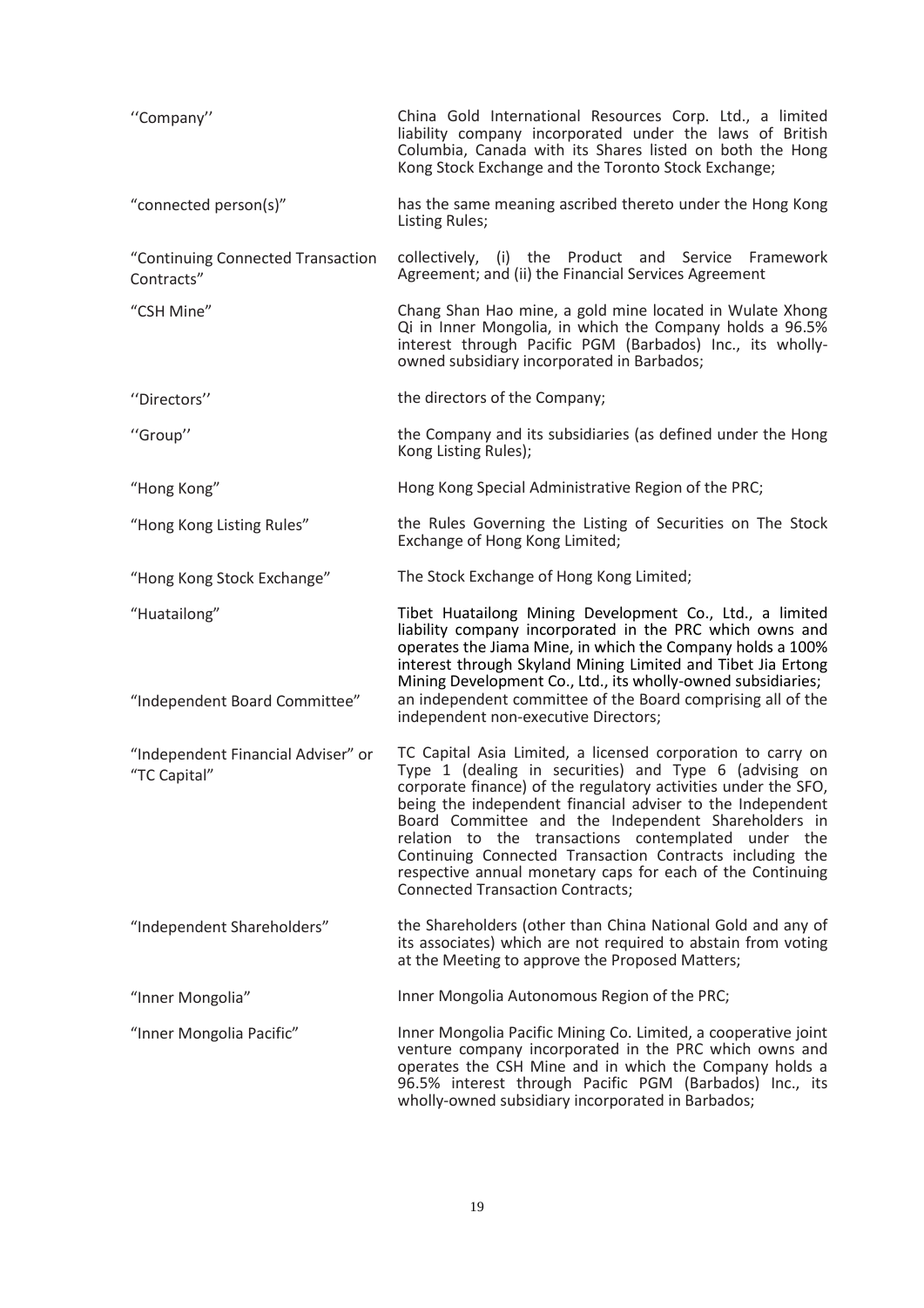| | |
|---|---|
| ''Company'' | China Gold International Resources Corp. Ltd., a limited liability company incorporated under the laws of British Columbia, Canada with its Shares listed on both the Hong Kong Stock Exchange and the Toronto Stock Exchange; |
| "connected person(s)" | has the same meaning ascribed thereto under the Hong Kong Listing Rules; |
| "Continuing Connected Transaction Contracts" | collectively, (i) the Product and Service Framework Agreement; and (ii) the Financial Services Agreement |
| "CSH Mine" | Chang Shan Hao mine, a gold mine located in Wulate Xhong Qi in Inner Mongolia, in which the Company holds a 96.5% interest through Pacific PGM (Barbados) Inc., its wholly-owned subsidiary incorporated in Barbados; |
| ''Directors'' | the directors of the Company; |
| ''Group'' | the Company and its subsidiaries (as defined under the Hong Kong Listing Rules); |
| "Hong Kong" | Hong Kong Special Administrative Region of the PRC; |
| "Hong Kong Listing Rules" | the Rules Governing the Listing of Securities on The Stock Exchange of Hong Kong Limited; |
| "Hong Kong Stock Exchange" | The Stock Exchange of Hong Kong Limited; |
| "Huatailong" | Tibet Huatailong Mining Development Co., Ltd., a limited liability company incorporated in the PRC which owns and operates the Jiama Mine, in which the Company holds a 100% interest through Skyland Mining Limited and Tibet Jia Ertong Mining Development Co., Ltd., its wholly-owned subsidiaries; |
| "Independent Board Committee" | an independent committee of the Board comprising all of the independent non-executive Directors; |
| "Independent Financial Adviser" or "TC Capital" | TC Capital Asia Limited, a licensed corporation to carry on Type 1 (dealing in securities) and Type 6 (advising on corporate finance) of the regulatory activities under the SFO, being the independent financial adviser to the Independent Board Committee and the Independent Shareholders in relation to the transactions contemplated under the Continuing Connected Transaction Contracts including the respective annual monetary caps for each of the Continuing Connected Transaction Contracts; |
| "Independent Shareholders" | the Shareholders (other than China National Gold and any of its associates) which are not required to abstain from voting at the Meeting to approve the Proposed Matters; |
| "Inner Mongolia" | Inner Mongolia Autonomous Region of the PRC; |
| "Inner Mongolia Pacific" | Inner Mongolia Pacific Mining Co. Limited, a cooperative joint venture company incorporated in the PRC which owns and operates the CSH Mine and in which the Company holds a 96.5% interest through Pacific PGM (Barbados) Inc., its wholly-owned subsidiary incorporated in Barbados; |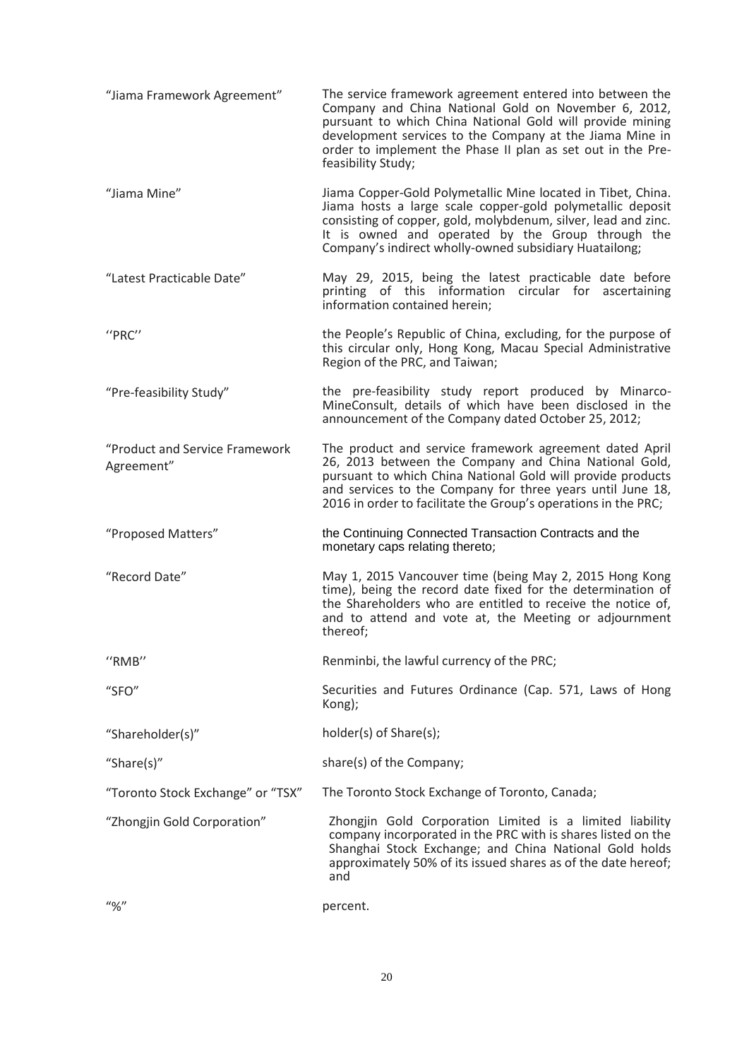| | |
|---|---|
| "Jiama Framework Agreement" | The service framework agreement entered into between the Company and China National Gold on November 6, 2012, pursuant to which China National Gold will provide mining development services to the Company at the Jiama Mine in order to implement the Phase II plan as set out in the Pre-feasibility Study; |
| "Jiama Mine" | Jiama Copper-Gold Polymetallic Mine located in Tibet, China. Jiama hosts a large scale copper-gold polymetallic deposit consisting of copper, gold, molybdenum, silver, lead and zinc. It is owned and operated by the Group through the Company's indirect wholly-owned subsidiary Huatailong; |
| "Latest Practicable Date" | May 29, 2015, being the latest practicable date before printing of this information circular for ascertaining information contained herein; |
| ''PRC'' | the People's Republic of China, excluding, for the purpose of this circular only, Hong Kong, Macau Special Administrative Region of the PRC, and Taiwan; |
| "Pre-feasibility Study" | the pre-feasibility study report produced by Minarco-MineConsult, details of which have been disclosed in the announcement of the Company dated October 25, 2012; |
| "Product and Service Framework Agreement" | The product and service framework agreement dated April 26, 2013 between the Company and China National Gold, pursuant to which China National Gold will provide products and services to the Company for three years until June 18, 2016 in order to facilitate the Group's operations in the PRC; |
| "Proposed Matters" | the Continuing Connected Transaction Contracts and the monetary caps relating thereto; |
| "Record Date" | May 1, 2015 Vancouver time (being May 2, 2015 Hong Kong time), being the record date fixed for the determination of the Shareholders who are entitled to receive the notice of, and to attend and vote at, the Meeting or adjournment thereof; |
| ''RMB'' | Renminbi, the lawful currency of the PRC; |
| "SFO" | Securities and Futures Ordinance (Cap. 571, Laws of Hong Kong); |
| "Shareholder(s)" | holder(s) of Share(s); |
| "Share(s)" | share(s) of the Company; |
| "Toronto Stock Exchange" or "TSX" | The Toronto Stock Exchange of Toronto, Canada; |
| "Zhongjin Gold Corporation" | Zhongjin Gold Corporation Limited is a limited liability company incorporated in the PRC with is shares listed on the Shanghai Stock Exchange; and China National Gold holds approximately 50% of its issued shares as of the date hereof; and |
| "%" | percent. |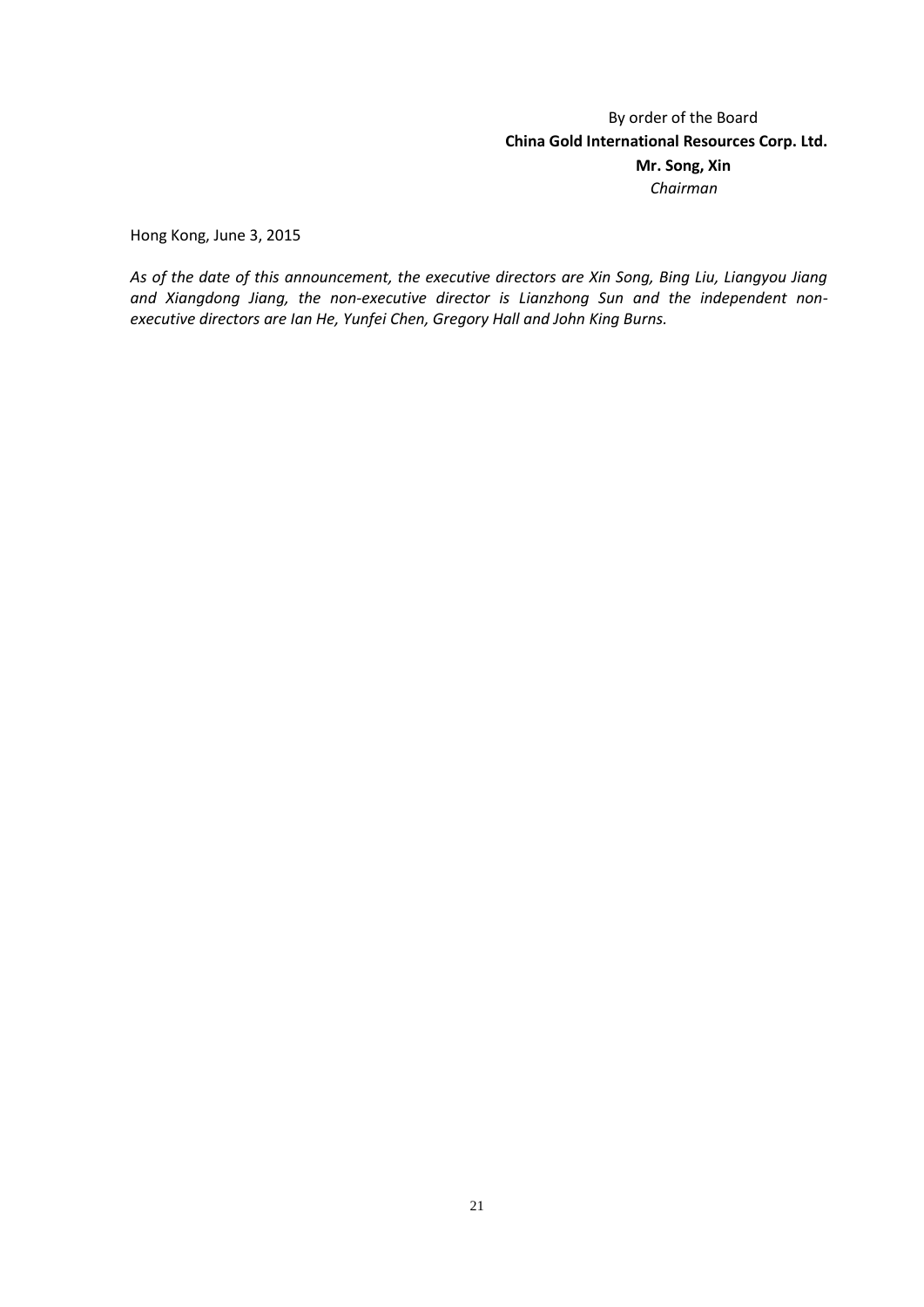By order of the Board  
**China Gold International Resources Corp. Ltd.**  
**Mr. Song, Xin**  
*Chairman*

Hong Kong, June 3, 2015

*As of the date of this announcement, the executive directors are Xin Song, Bing Liu, Liangyou Jiang and Xiangdong Jiang, the non-executive director is Lianzhong Sun and the independent non-executive directors are Ian He, Yunfei Chen, Gregory Hall and John King Burns.*